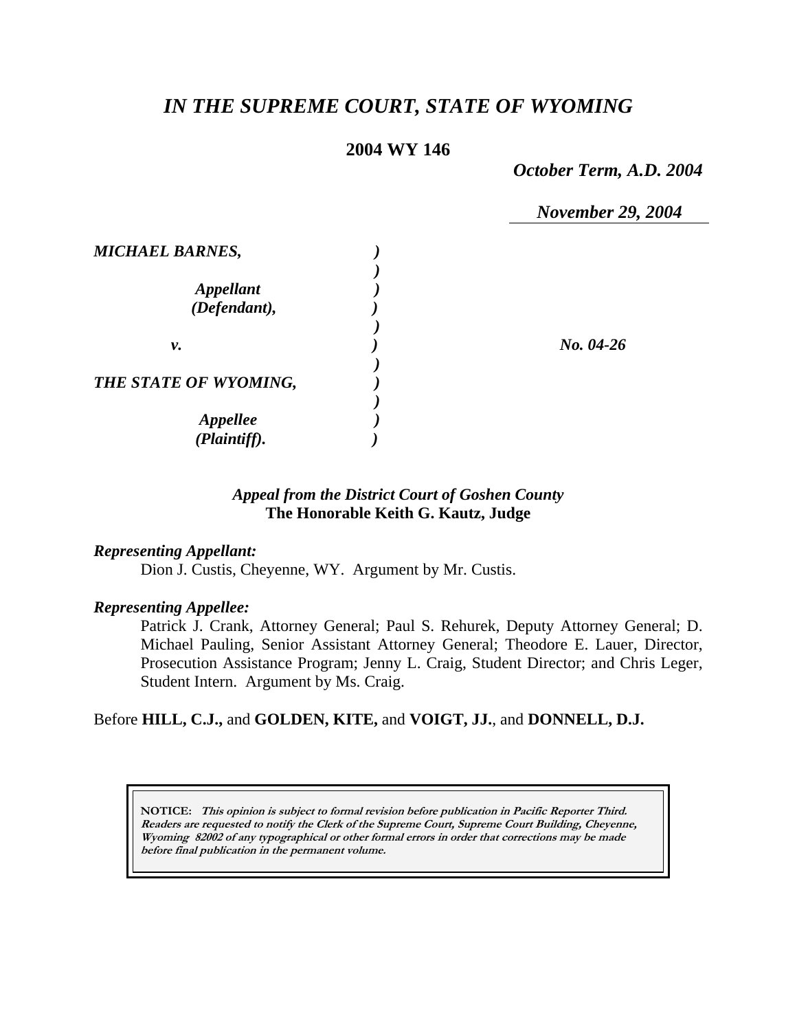# *IN THE SUPREME COURT, STATE OF WYOMING*

**2004 WY 146**

*October Term, A.D. 2004*

*November 29, 2004*

| | | |
|---|---|---|
| ***MICHAEL BARNES,*** | ) | |
| | ) | |
| ***Appellant*** | ) | |
| ***(Defendant),*** | ) | |
| | ) | |
| ***v.*** | ) | ***No. 04-26*** |
| | ) | |
| ***THE STATE OF WYOMING,*** | ) | |
| | ) | |
| ***Appellee*** | ) | |
| ***(Plaintiff).*** | ) | |

*Appeal from the District Court of Goshen County*
**The Honorable Keith G. Kautz, Judge**

***Representing Appellant:***

Dion J. Custis, Cheyenne, WY. Argument by Mr. Custis.

***Representing Appellee:***

Patrick J. Crank, Attorney General; Paul S. Rehurek, Deputy Attorney General; D. Michael Pauling, Senior Assistant Attorney General; Theodore E. Lauer, Director, Prosecution Assistance Program; Jenny L. Craig, Student Director; and Chris Leger, Student Intern. Argument by Ms. Craig.

Before **HILL, C.J.,** and **GOLDEN, KITE,** and **VOIGT, JJ.**, and **DONNELL, D.J.**

**NOTICE:** ***This opinion is subject to formal revision before publication in Pacific Reporter Third. Readers are requested to notify the Clerk of the Supreme Court, Supreme Court Building, Cheyenne, Wyoming 82002 of any typographical or other formal errors in order that corrections may be made before final publication in the permanent volume.***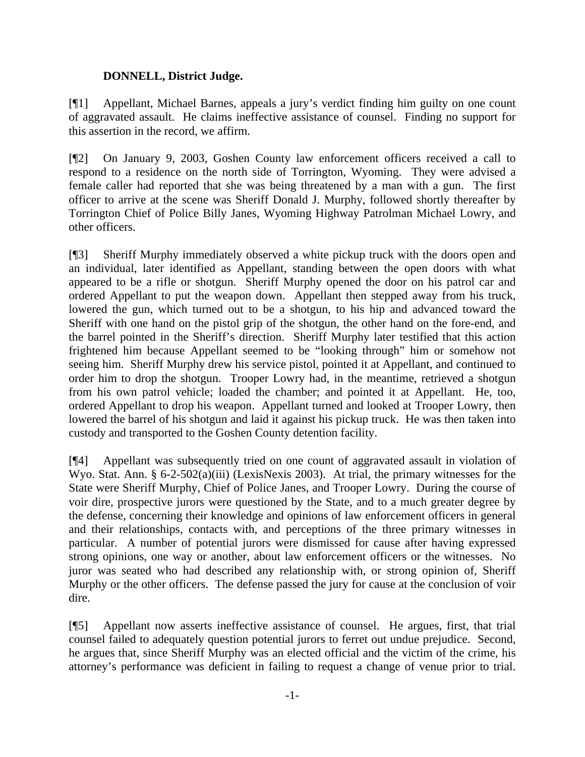**DONNELL, District Judge.**

[¶1] Appellant, Michael Barnes, appeals a jury's verdict finding him guilty on one count of aggravated assault. He claims ineffective assistance of counsel. Finding no support for this assertion in the record, we affirm.

[¶2] On January 9, 2003, Goshen County law enforcement officers received a call to respond to a residence on the north side of Torrington, Wyoming. They were advised a female caller had reported that she was being threatened by a man with a gun. The first officer to arrive at the scene was Sheriff Donald J. Murphy, followed shortly thereafter by Torrington Chief of Police Billy Janes, Wyoming Highway Patrolman Michael Lowry, and other officers.

[¶3] Sheriff Murphy immediately observed a white pickup truck with the doors open and an individual, later identified as Appellant, standing between the open doors with what appeared to be a rifle or shotgun. Sheriff Murphy opened the door on his patrol car and ordered Appellant to put the weapon down. Appellant then stepped away from his truck, lowered the gun, which turned out to be a shotgun, to his hip and advanced toward the Sheriff with one hand on the pistol grip of the shotgun, the other hand on the fore-end, and the barrel pointed in the Sheriff's direction. Sheriff Murphy later testified that this action frightened him because Appellant seemed to be "looking through" him or somehow not seeing him. Sheriff Murphy drew his service pistol, pointed it at Appellant, and continued to order him to drop the shotgun. Trooper Lowry had, in the meantime, retrieved a shotgun from his own patrol vehicle; loaded the chamber; and pointed it at Appellant. He, too, ordered Appellant to drop his weapon. Appellant turned and looked at Trooper Lowry, then lowered the barrel of his shotgun and laid it against his pickup truck. He was then taken into custody and transported to the Goshen County detention facility.

[¶4] Appellant was subsequently tried on one count of aggravated assault in violation of Wyo. Stat. Ann. § 6-2-502(a)(iii) (LexisNexis 2003). At trial, the primary witnesses for the State were Sheriff Murphy, Chief of Police Janes, and Trooper Lowry. During the course of voir dire, prospective jurors were questioned by the State, and to a much greater degree by the defense, concerning their knowledge and opinions of law enforcement officers in general and their relationships, contacts with, and perceptions of the three primary witnesses in particular. A number of potential jurors were dismissed for cause after having expressed strong opinions, one way or another, about law enforcement officers or the witnesses. No juror was seated who had described any relationship with, or strong opinion of, Sheriff Murphy or the other officers. The defense passed the jury for cause at the conclusion of voir dire.

[¶5] Appellant now asserts ineffective assistance of counsel. He argues, first, that trial counsel failed to adequately question potential jurors to ferret out undue prejudice. Second, he argues that, since Sheriff Murphy was an elected official and the victim of the crime, his attorney's performance was deficient in failing to request a change of venue prior to trial.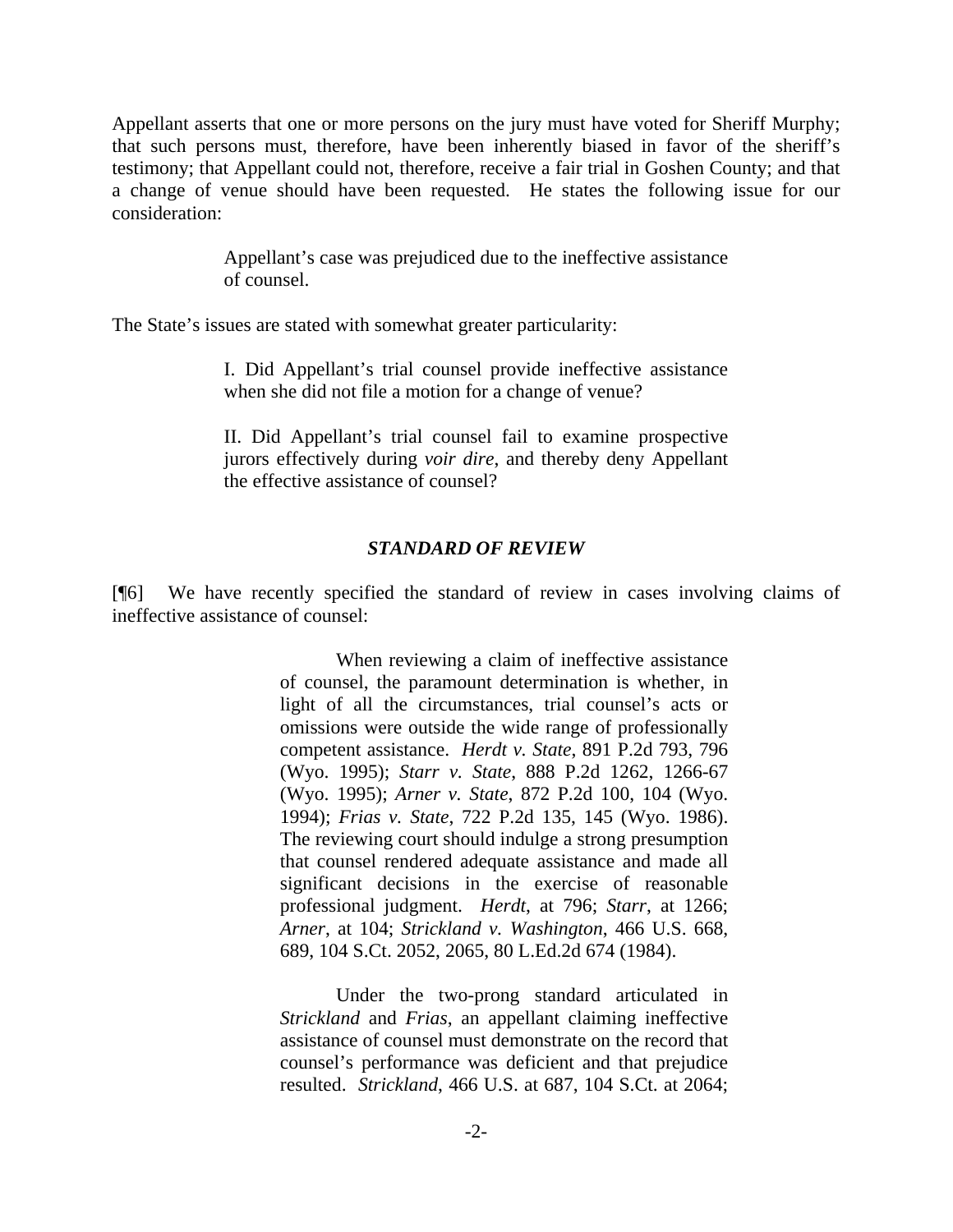Appellant asserts that one or more persons on the jury must have voted for Sheriff Murphy; that such persons must, therefore, have been inherently biased in favor of the sheriff's testimony; that Appellant could not, therefore, receive a fair trial in Goshen County; and that a change of venue should have been requested. He states the following issue for our consideration:

> Appellant's case was prejudiced due to the ineffective assistance of counsel.

The State's issues are stated with somewhat greater particularity:

> I. Did Appellant's trial counsel provide ineffective assistance when she did not file a motion for a change of venue?
>
> II. Did Appellant's trial counsel fail to examine prospective jurors effectively during *voir dire*, and thereby deny Appellant the effective assistance of counsel?

### *STANDARD OF REVIEW*

[¶6] We have recently specified the standard of review in cases involving claims of ineffective assistance of counsel:

> When reviewing a claim of ineffective assistance of counsel, the paramount determination is whether, in light of all the circumstances, trial counsel's acts or omissions were outside the wide range of professionally competent assistance. *Herdt v. State*, 891 P.2d 793, 796 (Wyo. 1995); *Starr v. State*, 888 P.2d 1262, 1266-67 (Wyo. 1995); *Arner v. State*, 872 P.2d 100, 104 (Wyo. 1994); *Frias v. State*, 722 P.2d 135, 145 (Wyo. 1986). The reviewing court should indulge a strong presumption that counsel rendered adequate assistance and made all significant decisions in the exercise of reasonable professional judgment. *Herdt*, at 796; *Starr*, at 1266; *Arner*, at 104; *Strickland v. Washington*, 466 U.S. 668, 689, 104 S.Ct. 2052, 2065, 80 L.Ed.2d 674 (1984).
>
> Under the two-prong standard articulated in *Strickland* and *Frias*, an appellant claiming ineffective assistance of counsel must demonstrate on the record that counsel's performance was deficient and that prejudice resulted. *Strickland*, 466 U.S. at 687, 104 S.Ct. at 2064;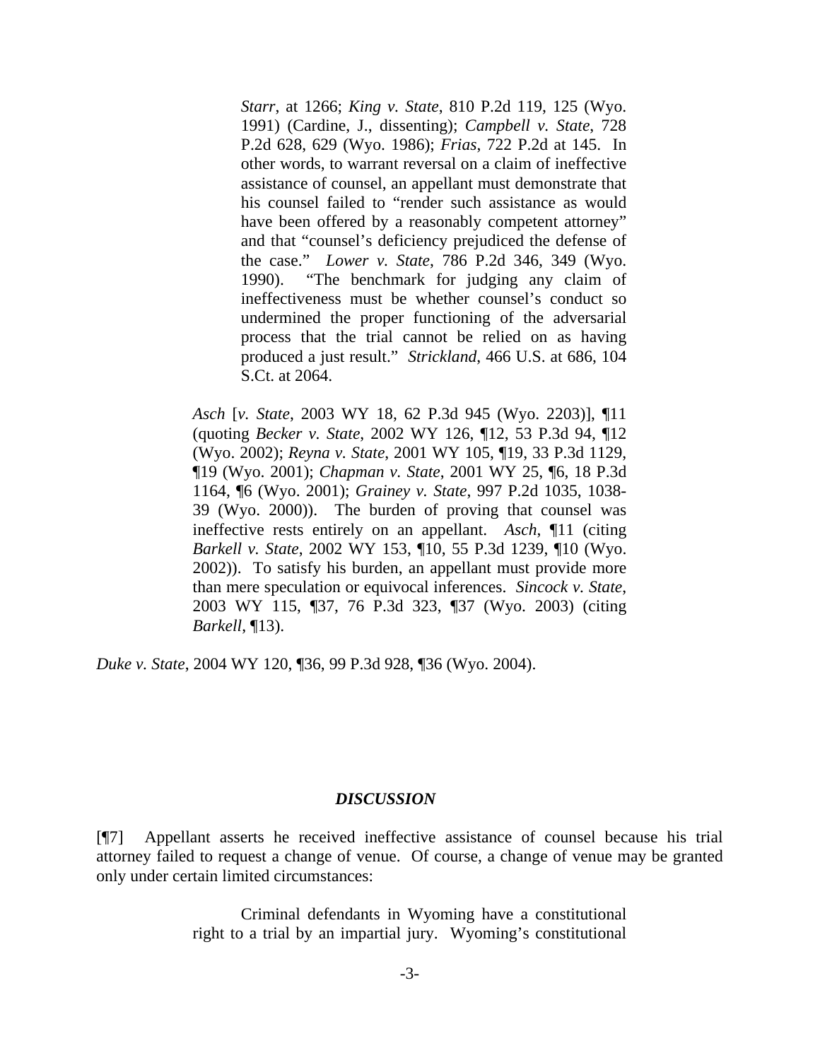> > *Starr*, at 1266; *King v. State*, 810 P.2d 119, 125 (Wyo. 1991) (Cardine, J., dissenting); *Campbell v. State*, 728 P.2d 628, 629 (Wyo. 1986); *Frias*, 722 P.2d at 145. In other words, to warrant reversal on a claim of ineffective assistance of counsel, an appellant must demonstrate that his counsel failed to "render such assistance as would have been offered by a reasonably competent attorney" and that "counsel's deficiency prejudiced the defense of the case." *Lower v. State*, 786 P.2d 346, 349 (Wyo. 1990). "The benchmark for judging any claim of ineffectiveness must be whether counsel's conduct so undermined the proper functioning of the adversarial process that the trial cannot be relied on as having produced a just result." *Strickland*, 466 U.S. at 686, 104 S.Ct. at 2064.
>
> *Asch* [*v. State*, 2003 WY 18, 62 P.3d 945 (Wyo. 2203)], ¶11 (quoting *Becker v. State*, 2002 WY 126, ¶12, 53 P.3d 94, ¶12 (Wyo. 2002); *Reyna v. State*, 2001 WY 105, ¶19, 33 P.3d 1129, ¶19 (Wyo. 2001); *Chapman v. State*, 2001 WY 25, ¶6, 18 P.3d 1164, ¶6 (Wyo. 2001); *Grainey v. State*, 997 P.2d 1035, 1038-39 (Wyo. 2000)). The burden of proving that counsel was ineffective rests entirely on an appellant. *Asch*, ¶11 (citing *Barkell v. State*, 2002 WY 153, ¶10, 55 P.3d 1239, ¶10 (Wyo. 2002)). To satisfy his burden, an appellant must provide more than mere speculation or equivocal inferences. *Sincock v. State*, 2003 WY 115, ¶37, 76 P.3d 323, ¶37 (Wyo. 2003) (citing *Barkell*, ¶13).

*Duke v. State*, 2004 WY 120, ¶36, 99 P.3d 928, ¶36 (Wyo. 2004).

## *DISCUSSION*

[¶7] Appellant asserts he received ineffective assistance of counsel because his trial attorney failed to request a change of venue. Of course, a change of venue may be granted only under certain limited circumstances:

> Criminal defendants in Wyoming have a constitutional right to a trial by an impartial jury. Wyoming's constitutional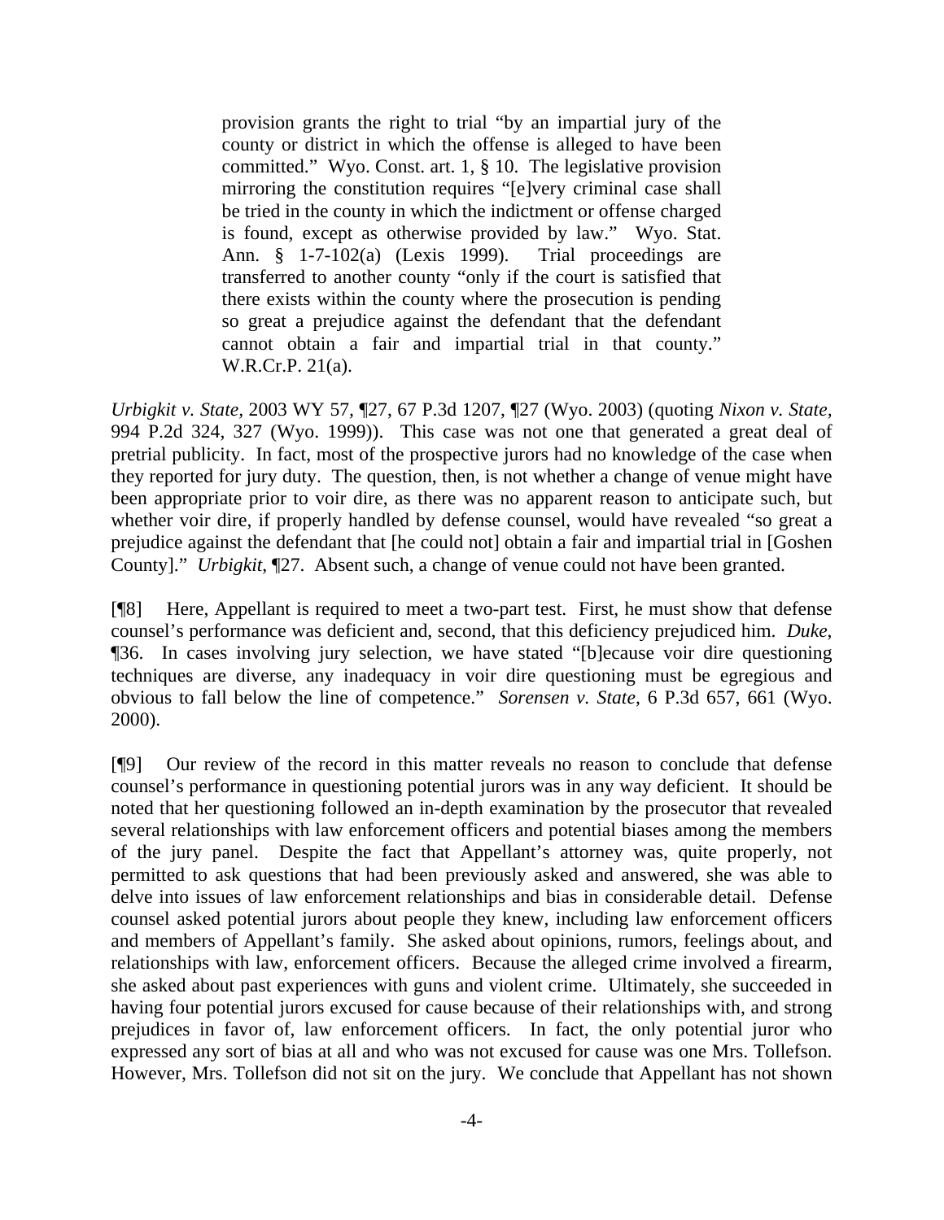> provision grants the right to trial "by an impartial jury of the county or district in which the offense is alleged to have been committed." Wyo. Const. art. 1, § 10. The legislative provision mirroring the constitution requires "[e]very criminal case shall be tried in the county in which the indictment or offense charged is found, except as otherwise provided by law." Wyo. Stat. Ann. § 1-7-102(a) (Lexis 1999). Trial proceedings are transferred to another county "only if the court is satisfied that there exists within the county where the prosecution is pending so great a prejudice against the defendant that the defendant cannot obtain a fair and impartial trial in that county." W.R.Cr.P. 21(a).

*Urbigkit v. State*, 2003 WY 57, ¶27, 67 P.3d 1207, ¶27 (Wyo. 2003) (quoting *Nixon v. State*, 994 P.2d 324, 327 (Wyo. 1999)). This case was not one that generated a great deal of pretrial publicity. In fact, most of the prospective jurors had no knowledge of the case when they reported for jury duty. The question, then, is not whether a change of venue might have been appropriate prior to voir dire, as there was no apparent reason to anticipate such, but whether voir dire, if properly handled by defense counsel, would have revealed "so great a prejudice against the defendant that [he could not] obtain a fair and impartial trial in [Goshen County]." *Urbigkit*, ¶27. Absent such, a change of venue could not have been granted.

[¶8] Here, Appellant is required to meet a two-part test. First, he must show that defense counsel's performance was deficient and, second, that this deficiency prejudiced him. *Duke*, ¶36. In cases involving jury selection, we have stated "[b]ecause voir dire questioning techniques are diverse, any inadequacy in voir dire questioning must be egregious and obvious to fall below the line of competence." *Sorensen v. State*, 6 P.3d 657, 661 (Wyo. 2000).

[¶9] Our review of the record in this matter reveals no reason to conclude that defense counsel's performance in questioning potential jurors was in any way deficient. It should be noted that her questioning followed an in-depth examination by the prosecutor that revealed several relationships with law enforcement officers and potential biases among the members of the jury panel. Despite the fact that Appellant's attorney was, quite properly, not permitted to ask questions that had been previously asked and answered, she was able to delve into issues of law enforcement relationships and bias in considerable detail. Defense counsel asked potential jurors about people they knew, including law enforcement officers and members of Appellant's family. She asked about opinions, rumors, feelings about, and relationships with law, enforcement officers. Because the alleged crime involved a firearm, she asked about past experiences with guns and violent crime. Ultimately, she succeeded in having four potential jurors excused for cause because of their relationships with, and strong prejudices in favor of, law enforcement officers. In fact, the only potential juror who expressed any sort of bias at all and who was not excused for cause was one Mrs. Tollefson. However, Mrs. Tollefson did not sit on the jury. We conclude that Appellant has not shown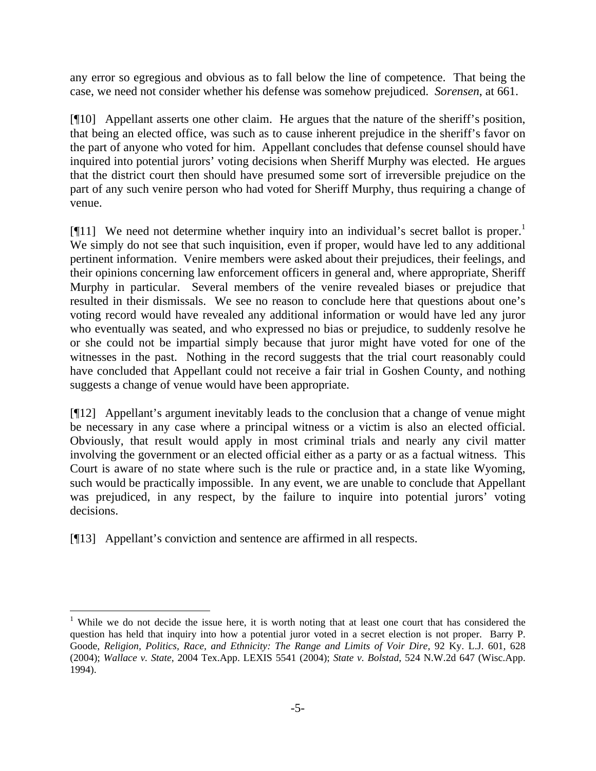any error so egregious and obvious as to fall below the line of competence. That being the case, we need not consider whether his defense was somehow prejudiced. *Sorensen*, at 661.

[¶10] Appellant asserts one other claim. He argues that the nature of the sheriff's position, that being an elected office, was such as to cause inherent prejudice in the sheriff's favor on the part of anyone who voted for him. Appellant concludes that defense counsel should have inquired into potential jurors' voting decisions when Sheriff Murphy was elected. He argues that the district court then should have presumed some sort of irreversible prejudice on the part of any such venire person who had voted for Sheriff Murphy, thus requiring a change of venue.

[¶11] We need not determine whether inquiry into an individual's secret ballot is proper.[1] We simply do not see that such inquisition, even if proper, would have led to any additional pertinent information. Venire members were asked about their prejudices, their feelings, and their opinions concerning law enforcement officers in general and, where appropriate, Sheriff Murphy in particular. Several members of the venire revealed biases or prejudice that resulted in their dismissals. We see no reason to conclude here that questions about one's voting record would have revealed any additional information or would have led any juror who eventually was seated, and who expressed no bias or prejudice, to suddenly resolve he or she could not be impartial simply because that juror might have voted for one of the witnesses in the past. Nothing in the record suggests that the trial court reasonably could have concluded that Appellant could not receive a fair trial in Goshen County, and nothing suggests a change of venue would have been appropriate.

[¶12] Appellant's argument inevitably leads to the conclusion that a change of venue might be necessary in any case where a principal witness or a victim is also an elected official. Obviously, that result would apply in most criminal trials and nearly any civil matter involving the government or an elected official either as a party or as a factual witness. This Court is aware of no state where such is the rule or practice and, in a state like Wyoming, such would be practically impossible. In any event, we are unable to conclude that Appellant was prejudiced, in any respect, by the failure to inquire into potential jurors' voting decisions.

[¶13] Appellant's conviction and sentence are affirmed in all respects.

---

[1] While we do not decide the issue here, it is worth noting that at least one court that has considered the question has held that inquiry into how a potential juror voted in a secret election is not proper. Barry P. Goode, *Religion, Politics, Race, and Ethnicity: The Range and Limits of Voir Dire*, 92 Ky. L.J. 601, 628 (2004); *Wallace v. State*, 2004 Tex.App. LEXIS 5541 (2004); *State v. Bolstad*, 524 N.W.2d 647 (Wisc.App. 1994).